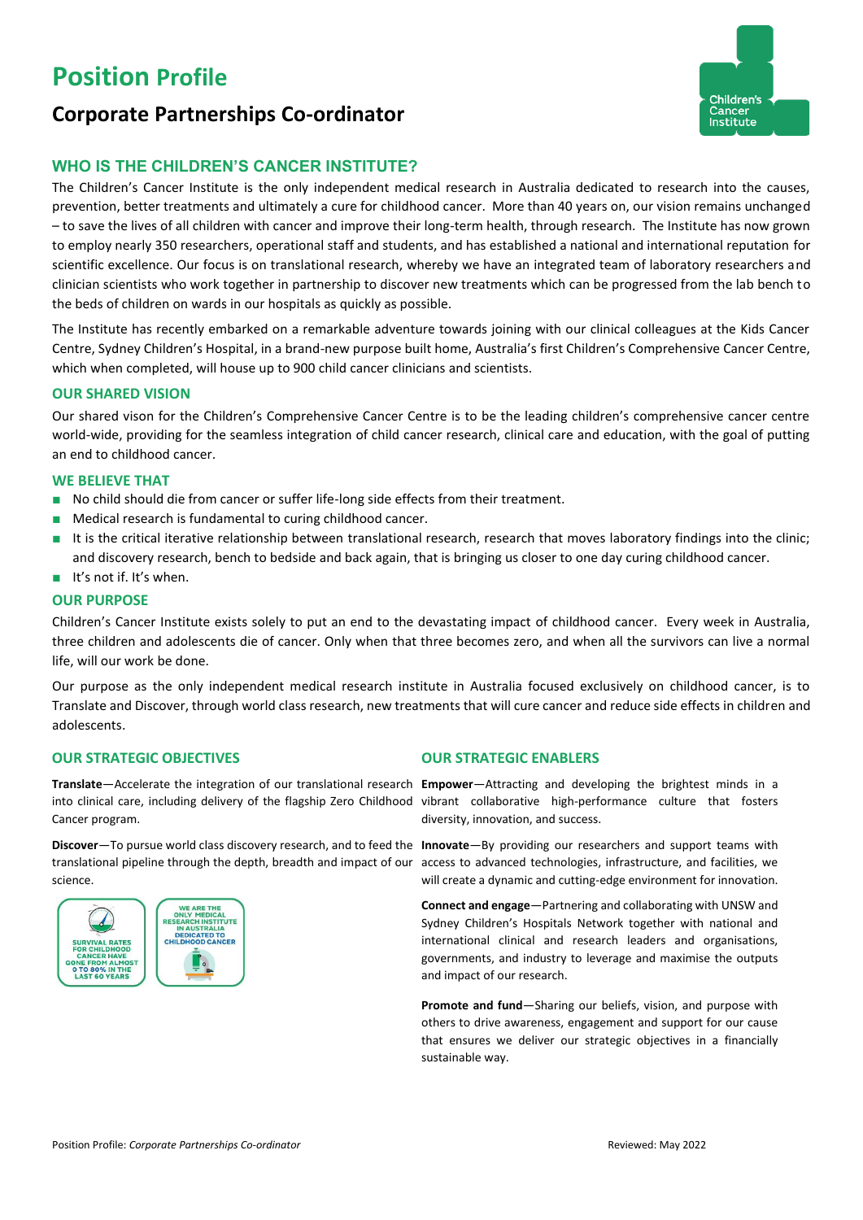# Position Profile

## Corporate Partnerships Co-ordinator

### WHO IS THE CHILDREN'S CANCER INSTITUTE?

The Children's Cancer Institute is the only independent medical research in Australia dedicated to research into the causes, prevention, better treatments and ultimately a cure for childhood cancer. More than 40 years on, our vision remains unchanged – to save the lives of all children with cancer and improve their long-term health, through research. The Institute has now grown to employ nearly 350 researchers, operational staff and students, and has established a national and international reputation for scientific excellence. Our focus is on translational research, whereby we have an integrated team of laboratory researchers and clinician scientists who work together in partnership to discover new treatments which can be progressed from the lab bench to the beds of children on wards in our hospitals as quickly as possible.

The Institute has recently embarked on a remarkable adventure towards joining with our clinical colleagues at the Kids Cancer Centre, Sydney Children's Hospital, in a brand-new purpose built home, Australia's first Children's Comprehensive Cancer Centre, which when completed, will house up to 900 child cancer clinicians and scientists.

#### OUR SHARED VISION

Our shared vison for the Children's Comprehensive Cancer Centre is to be the leading children's comprehensive cancer centre world-wide, providing for the seamless integration of child cancer research, clinical care and education, with the goal of putting an end to childhood cancer.

#### WE BELIEVE THAT

- No child should die from cancer or suffer life-long side effects from their treatment.
- Medical research is fundamental to curing childhood cancer.
- It is the critical iterative relationship between translational research, research that moves laboratory findings into the clinic; and discovery research, bench to bedside and back again, that is bringing us closer to one day curing childhood cancer.
- It's not if. It's when.

#### OUR PURPOSE

Children's Cancer Institute exists solely to put an end to the devastating impact of childhood cancer. Every week in Australia, three children and adolescents die of cancer. Only when that three becomes zero, and when all the survivors can live a normal life, will our work be done.

Our purpose as the only independent medical research institute in Australia focused exclusively on childhood cancer, is to Translate and Discover, through world class research, new treatments that will cure cancer and reduce side effects in children and adolescents.

#### OUR STRATEGIC OBJECTIVES

**Translate**—Accelerate the integration of our translational research into clinical care, including delivery of the flagship Zero Childhood Cancer program.

**Discover**—To pursue world class discovery research, and to feed the translational pipeline through the depth, breadth and impact of our science.

SURVIVAL RATES FOR CHILDHOOD CANCER HAVE GONE FROM ALMOST 0 TO 80% IN THE LAST 60 YEARS

WE ARE THE ONLY MEDICAL RESEARCH INSTITUTE IN AUSTRALIA DEDICATED TO CHILDHOOD CANCER

#### OUR STRATEGIC ENABLERS

**Empower**—Attracting and developing the brightest minds in a vibrant collaborative high-performance culture that fosters diversity, innovation, and success.

**Innovate**—By providing our researchers and support teams with access to advanced technologies, infrastructure, and facilities, we will create a dynamic and cutting-edge environment for innovation.

**Connect and engage**—Partnering and collaborating with UNSW and Sydney Children's Hospitals Network together with national and international clinical and research leaders and organisations, governments, and industry to leverage and maximise the outputs and impact of our research.

**Promote and fund**—Sharing our beliefs, vision, and purpose with others to drive awareness, engagement and support for our cause that ensures we deliver our strategic objectives in a financially sustainable way.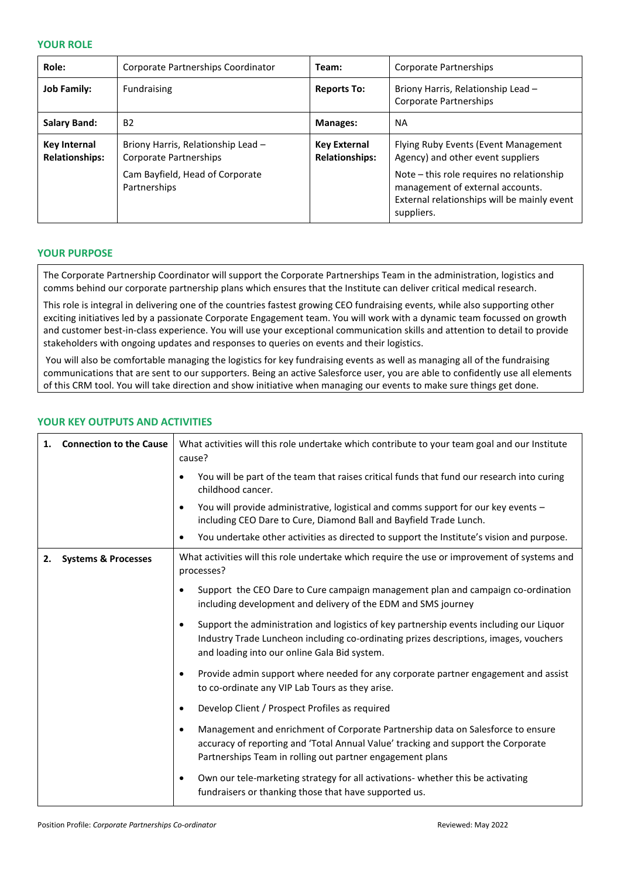## YOUR ROLE

| Role: | Corporate Partnerships Coordinator | Team: | Corporate Partnerships |
|---|---|---|---|
| **Job Family:** | Fundraising | **Reports To:** | Briony Harris, Relationship Lead – Corporate Partnerships |
| **Salary Band:** | B2 | **Manages:** | NA |
| **Key Internal Relationships:** | Briony Harris, Relationship Lead – Corporate Partnerships<br><br>Cam Bayfield, Head of Corporate Partnerships | **Key External Relationships:** | Flying Ruby Events (Event Management Agency) and other event suppliers<br><br>Note – this role requires no relationship management of external accounts. External relationships will be mainly event suppliers. |

## YOUR PURPOSE

The Corporate Partnership Coordinator will support the Corporate Partnerships Team in the administration, logistics and comms behind our corporate partnership plans which ensures that the Institute can deliver critical medical research.

This role is integral in delivering one of the countries fastest growing CEO fundraising events, while also supporting other exciting initiatives led by a passionate Corporate Engagement team. You will work with a dynamic team focussed on growth and customer best-in-class experience. You will use your exceptional communication skills and attention to detail to provide stakeholders with ongoing updates and responses to queries on events and their logistics.

You will also be comfortable managing the logistics for key fundraising events as well as managing all of the fundraising communications that are sent to our supporters. Being an active Salesforce user, you are able to confidently use all elements of this CRM tool. You will take direction and show initiative when managing our events to make sure things get done.

## YOUR KEY OUTPUTS AND ACTIVITIES

| | |
|---|---|
| **1. Connection to the Cause** | What activities will this role undertake which contribute to your team goal and our Institute cause?<br><br>• You will be part of the team that raises critical funds that fund our research into curing childhood cancer.<br><br>• You will provide administrative, logistical and comms support for our key events – including CEO Dare to Cure, Diamond Ball and Bayfield Trade Lunch.<br><br>• You undertake other activities as directed to support the Institute's vision and purpose. |
| **2. Systems & Processes** | What activities will this role undertake which require the use or improvement of systems and processes?<br><br>• Support the CEO Dare to Cure campaign management plan and campaign co-ordination including development and delivery of the EDM and SMS journey<br><br>• Support the administration and logistics of key partnership events including our Liquor Industry Trade Luncheon including co-ordinating prizes descriptions, images, vouchers and loading into our online Gala Bid system.<br><br>• Provide admin support where needed for any corporate partner engagement and assist to co-ordinate any VIP Lab Tours as they arise.<br><br>• Develop Client / Prospect Profiles as required<br><br>• Management and enrichment of Corporate Partnership data on Salesforce to ensure accuracy of reporting and 'Total Annual Value' tracking and support the Corporate Partnerships Team in rolling out partner engagement plans<br><br>• Own our tele-marketing strategy for all activations- whether this be activating fundraisers or thanking those that have supported us. |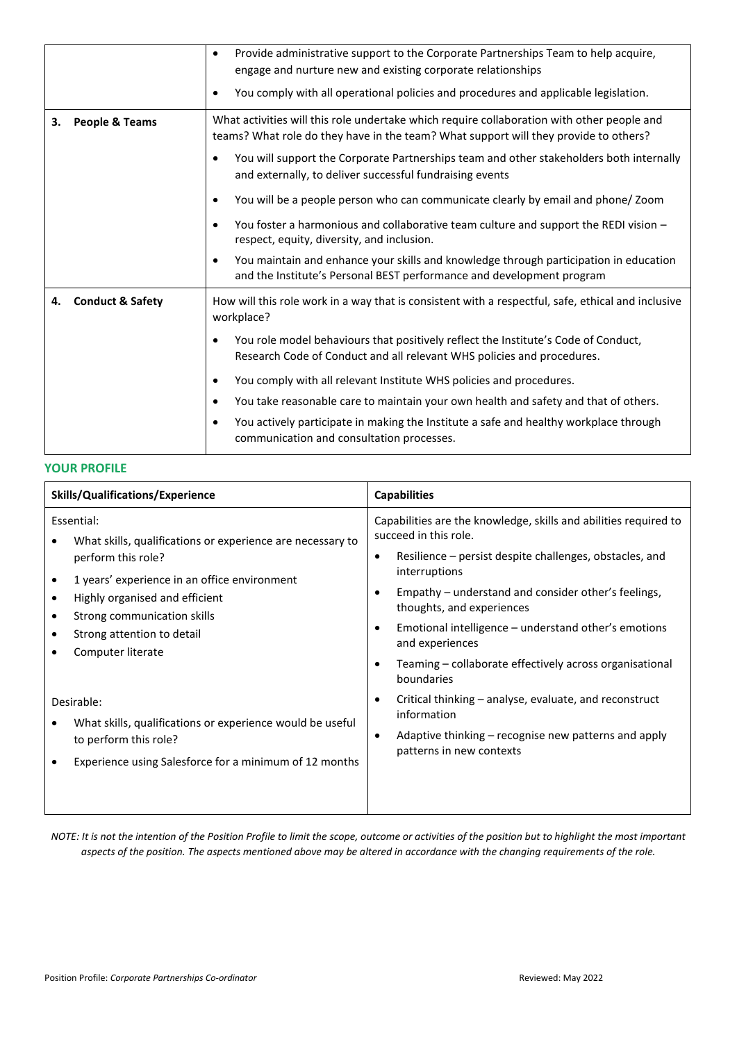| | |
|---|---|
| | • Provide administrative support to the Corporate Partnerships Team to help acquire, engage and nurture new and existing corporate relationships<br>• You comply with all operational policies and procedures and applicable legislation. |
| **3. People & Teams** | What activities will this role undertake which require collaboration with other people and teams? What role do they have in the team? What support will they provide to others?<br>• You will support the Corporate Partnerships team and other stakeholders both internally and externally, to deliver successful fundraising events<br>• You will be a people person who can communicate clearly by email and phone/ Zoom<br>• You foster a harmonious and collaborative team culture and support the REDI vision – respect, equity, diversity, and inclusion.<br>• You maintain and enhance your skills and knowledge through participation in education and the Institute's Personal BEST performance and development program |
| **4. Conduct & Safety** | How will this role work in a way that is consistent with a respectful, safe, ethical and inclusive workplace?<br>• You role model behaviours that positively reflect the Institute's Code of Conduct, Research Code of Conduct and all relevant WHS policies and procedures.<br>• You comply with all relevant Institute WHS policies and procedures.<br>• You take reasonable care to maintain your own health and safety and that of others.<br>• You actively participate in making the Institute a safe and healthy workplace through communication and consultation processes. |

## YOUR PROFILE

| Skills/Qualifications/Experience | Capabilities |
|---|---|
| Essential:<br>• What skills, qualifications or experience are necessary to perform this role?<br>• 1 years' experience in an office environment<br>• Highly organised and efficient<br>• Strong communication skills<br>• Strong attention to detail<br>• Computer literate<br><br>Desirable:<br>• What skills, qualifications or experience would be useful to perform this role?<br>• Experience using Salesforce for a minimum of 12 months | Capabilities are the knowledge, skills and abilities required to succeed in this role.<br>• Resilience – persist despite challenges, obstacles, and interruptions<br>• Empathy – understand and consider other's feelings, thoughts, and experiences<br>• Emotional intelligence – understand other's emotions and experiences<br>• Teaming – collaborate effectively across organisational boundaries<br>• Critical thinking – analyse, evaluate, and reconstruct information<br>• Adaptive thinking – recognise new patterns and apply patterns in new contexts |

*NOTE: It is not the intention of the Position Profile to limit the scope, outcome or activities of the position but to highlight the most important aspects of the position. The aspects mentioned above may be altered in accordance with the changing requirements of the role.*